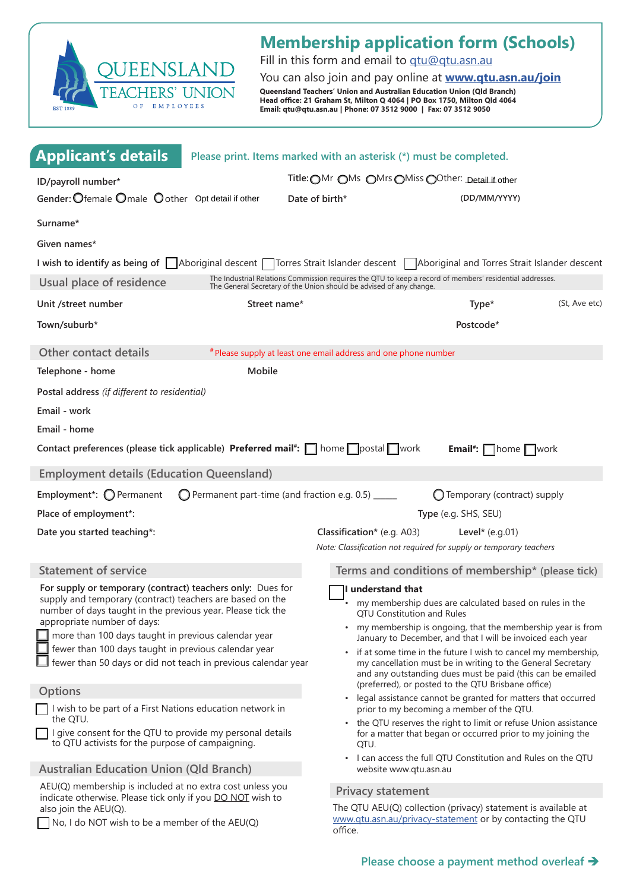QUEENSLAND TEACHERS' UNION OF EMPLOYEES
EST 1889

# Membership application form (Schools)

Fill in this form and email to qtu@qtu.asn.au

You can also join and pay online at **www.qtu.asn.au/join**

**Queensland Teachers' Union and Australian Education Union (Qld Branch)**
**Head office: 21 Graham St, Milton Q 4064 | PO Box 1750, Milton Qld 4064**
**Email: qtu@qtu.asn.au | Phone: 07 3512 9000 | Fax: 07 3512 9050**

## Applicant's details

Please print. Items marked with an asterisk (*) must be completed.

**ID/payroll number***

**Title:** ○ Mr ○ Ms ○ Mrs ○ Miss ○ Other: Detail if other

**Gender:** ○ female ○ male ○ other Opt detail if other

**Date of birth*** (DD/MM/YYYY)

**Surname***

**Given names***

**I wish to identify as being of** ☐ Aboriginal descent ☐ Torres Strait Islander descent ☐ Aboriginal and Torres Strait Islander descent

### Usual place of residence

The Industrial Relations Commission requires the QTU to keep a record of members' residential addresses. The General Secretary of the Union should be advised of any change.

**Unit /street number** **Street name*** **Type*** (St, Ave etc)

**Town/suburb*** **Postcode***

### Other contact details

# Please supply at least one email address and one phone number

**Telephone - home** **Mobile**

**Postal address** *(if different to residential)*

**Email - work**

**Email - home**

**Contact preferences (please tick applicable) Preferred mail#:** ☐ home ☐ postal ☐ work **Email#:** ☐ home ☐ work

### Employment details (Education Queensland)

**Employment*:** ○ Permanent ○ Permanent part-time (and fraction e.g. 0.5) _____ ○ Temporary (contract) supply

**Place of employment*:** **Type** (e.g. SHS, SEU)

**Date you started teaching*:** **Classification*** (e.g. A03) **Level*** (e.g.01)

*Note: Classification not required for supply or temporary teachers*

### Statement of service

**For supply or temporary (contract) teachers only:** Dues for supply and temporary (contract) teachers are based on the number of days taught in the previous year. Please tick the appropriate number of days:

☐ more than 100 days taught in previous calendar year
☐ fewer than 100 days taught in previous calendar year
☐ fewer than 50 days or did not teach in previous calendar year

### Options

☐ I wish to be part of a First Nations education network in the QTU.

☐ I give consent for the QTU to provide my personal details to QTU activists for the purpose of campaigning.

### Australian Education Union (Qld Branch)

AEU(Q) membership is included at no extra cost unless you indicate otherwise. Please tick only if you DO NOT wish to also join the AEU(Q).

☐ No, I do NOT wish to be a member of the AEU(Q)

### Terms and conditions of membership* (please tick)

☐ **I understand that**

- my membership dues are calculated based on rules in the QTU Constitution and Rules
- my membership is ongoing, that the membership year is from January to December, and that I will be invoiced each year
- if at some time in the future I wish to cancel my membership, my cancellation must be in writing to the General Secretary and any outstanding dues must be paid (this can be emailed (preferred), or posted to the QTU Brisbane office)
- legal assistance cannot be granted for matters that occurred prior to my becoming a member of the QTU.
- the QTU reserves the right to limit or refuse Union assistance for a matter that began or occurred prior to my joining the QTU.
- I can access the full QTU Constitution and Rules on the QTU website www.qtu.asn.au

### Privacy statement

The QTU AEU(Q) collection (privacy) statement is available at www.qtu.asn.au/privacy-statement or by contacting the QTU office.

Please choose a payment method overleaf ➔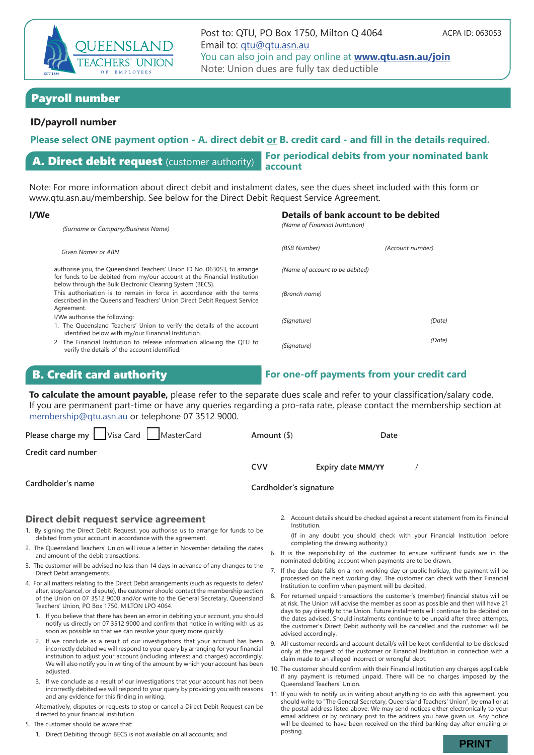QUEENSLAND TEACHERS' UNION OF EMPLOYEES
EST 1889

Post to: QTU, PO Box 1750, Milton Q 4064
Email to: qtu@qtu.asn.au
You can also join and pay online at **www.qtu.asn.au/join**
Note: Union dues are fully tax deductible

ACPA ID: 063053

## Payroll number

**ID/payroll number**

**Please select ONE payment option - A. direct debit or B. credit card - and fill in the details required.**

## A. Direct debit request (customer authority)

**For periodical debits from your nominated bank account**

Note: For more information about direct debit and instalment dates, see the dues sheet included with this form or www.qtu.asn.au/membership. See below for the Direct Debit Request Service Agreement.

**I/We**

*(Surname or Company/Business Name)*

*Given Names or ABN*

authorise you, the Queensland Teachers' Union ID No. 063053, to arrange for funds to be debited from my/our account at the Financial Institution below through the Bulk Electronic Clearing System (BECS).

This authorisation is to remain in force in accordance with the terms described in the Queensland Teachers' Union Direct Debit Request Service Agreement.

I/We authorise the following:

1. The Queensland Teachers' Union to verify the details of the account identified below with my/our Financial Institution.
2. The Financial Institution to release information allowing the QTU to verify the details of the account identified.

**Details of bank account to be debited**

*(Name of Financial Institution)*

*(BSB Number)* *(Account number)*

*(Name of account to be debited)*

*(Branch name)*

*(Signature)* *(Date)*

*(Signature)* *(Date)*

## B. Credit card authority

**For one-off payments from your credit card**

**To calculate the amount payable,** please refer to the separate dues scale and refer to your classification/salary code. If you are permanent part-time or have any queries regarding a pro-rata rate, please contact the membership section at membership@qtu.asn.au or telephone 07 3512 9000.

Please charge my ☐ Visa Card ☐ MasterCard    Amount ($)    Date

Credit card number

CVV    Expiry date MM/YY /

Cardholder's name    Cardholder's signature

## Direct debit request service agreement

1. By signing the Direct Debit Request, you authorise us to arrange for funds to be debited from your account in accordance with the agreement.
2. The Queensland Teachers' Union will issue a letter in November detailing the dates and amount of the debit transactions.
3. The customer will be advised no less than 14 days in advance of any changes to the Direct Debit arrangements.
4. For all matters relating to the Direct Debit arrangements (such as requests to defer/alter, stop/cancel, or dispute), the customer should contact the membership section of the Union on 07 3512 9000 and/or write to the General Secretary, Queensland Teachers' Union, PO Box 1750, MILTON LPO 4064.
   1. If you believe that there has been an error in debiting your account, you should notify us directly on 07 3512 9000 and confirm that notice in writing with us as soon as possible so that we can resolve your query more quickly.
   2. If we conclude as a result of our investigations that your account has been incorrectly debited we will respond to your query by arranging for your financial institution to adjust your account (including interest and charges) accordingly. We will also notify you in writing of the amount by which your account has been adjusted.
   3. If we conclude as a result of our investigations that your account has not been incorrectly debited we will respond to your query by providing you with reasons and any evidence for this finding in writing.

   Alternatively, disputes or requests to stop or cancel a Direct Debit Request can be directed to your financial institution.
5. The customer should be aware that:
   1. Direct Debiting through BECS is not available on all accounts; and
   2. Account details should be checked against a recent statement from its Financial Institution.

      (If in any doubt you should check with your Financial Institution before completing the drawing authority.)
6. It is the responsibility of the customer to ensure sufficient funds are in the nominated debiting account when payments are to be drawn.
7. If the due date falls on a non-working day or public holiday, the payment will be processed on the next working day. The customer can check with their Financial Institution to confirm when payment will be debited.
8. For returned unpaid transactions the customer's (member) financial status will be at risk. The Union will advise the member as soon as possible and then will have 21 days to pay directly to the Union. Future instalments will continue to be debited on the dates advised. Should instalments continue to be unpaid after three attempts, the customer's Direct Debit authority will be cancelled and the customer will be advised accordingly.
9. All customer records and account detail/s will be kept confidential to be disclosed only at the request of the customer or Financial Institution in connection with a claim made to an alleged incorrect or wrongful debt.
10. The customer should confirm with their Financial Institution any charges applicable if any payment is returned unpaid. There will be no charges imposed by the Queensland Teachers' Union.
11. If you wish to notify us in writing about anything to do with this agreement, you should write to "The General Secretary, Queensland Teachers' Union", by email or at the postal address listed above. We may send notices either electronically to your email address or by ordinary post to the address you have given us. Any notice will be deemed to have been received on the third banking day after emailing or posting.

PRINT